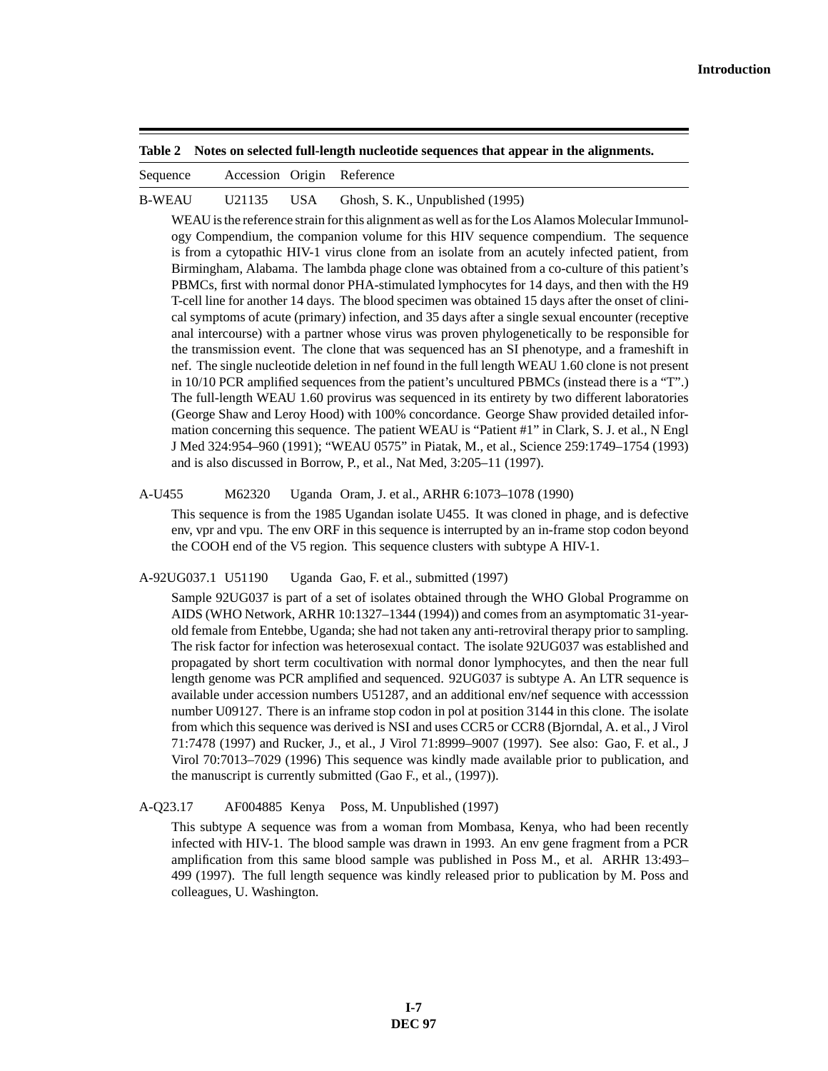**Table 2 Notes on selected full-length nucleotide sequences that appear in the alignments.**

| Sequence | Accession | Origin | Reference |
|---|---|---|---|
| B-WEAU | U21135 | USA | Ghosh, S. K., Unpublished (1995) |

WEAU is the reference strain for this alignment as well as for the Los Alamos Molecular Immunology Compendium, the companion volume for this HIV sequence compendium. The sequence is from a cytopathic HIV-1 virus clone from an isolate from an acutely infected patient, from Birmingham, Alabama. The lambda phage clone was obtained from a co-culture of this patient's PBMCs, first with normal donor PHA-stimulated lymphocytes for 14 days, and then with the H9 T-cell line for another 14 days. The blood specimen was obtained 15 days after the onset of clinical symptoms of acute (primary) infection, and 35 days after a single sexual encounter (receptive anal intercourse) with a partner whose virus was proven phylogenetically to be responsible for the transmission event. The clone that was sequenced has an SI phenotype, and a frameshift in nef. The single nucleotide deletion in nef found in the full length WEAU 1.60 clone is not present in 10/10 PCR amplified sequences from the patient's uncultured PBMCs (instead there is a "T".) The full-length WEAU 1.60 provirus was sequenced in its entirety by two different laboratories (George Shaw and Leroy Hood) with 100% concordance. George Shaw provided detailed information concerning this sequence. The patient WEAU is "Patient #1" in Clark, S. J. et al., N Engl J Med 324:954–960 (1991); "WEAU 0575" in Piatak, M., et al., Science 259:1749–1754 (1993) and is also discussed in Borrow, P., et al., Nat Med, 3:205–11 (1997).

| Sequence | Accession | Origin | Reference |
|---|---|---|---|
| A-U455 | M62320 | Uganda | Oram, J. et al., ARHR 6:1073–1078 (1990) |

This sequence is from the 1985 Ugandan isolate U455. It was cloned in phage, and is defective env, vpr and vpu. The env ORF in this sequence is interrupted by an in-frame stop codon beyond the COOH end of the V5 region. This sequence clusters with subtype A HIV-1.

| Sequence | Accession | Origin | Reference |
|---|---|---|---|
| A-92UG037.1 | U51190 | Uganda | Gao, F. et al., submitted (1997) |

Sample 92UG037 is part of a set of isolates obtained through the WHO Global Programme on AIDS (WHO Network, ARHR 10:1327–1344 (1994)) and comes from an asymptomatic 31-year-old female from Entebbe, Uganda; she had not taken any anti-retroviral therapy prior to sampling. The risk factor for infection was heterosexual contact. The isolate 92UG037 was established and propagated by short term cocultivation with normal donor lymphocytes, and then the near full length genome was PCR amplified and sequenced. 92UG037 is subtype A. An LTR sequence is available under accession numbers U51287, and an additional env/nef sequence with accesssion number U09127. There is an inframe stop codon in pol at position 3144 in this clone. The isolate from which this sequence was derived is NSI and uses CCR5 or CCR8 (Bjorndal, A. et al., J Virol 71:7478 (1997) and Rucker, J., et al., J Virol 71:8999–9007 (1997). See also: Gao, F. et al., J Virol 70:7013–7029 (1996) This sequence was kindly made available prior to publication, and the manuscript is currently submitted (Gao F., et al., (1997)).

| Sequence | Accession | Origin | Reference |
|---|---|---|---|
| A-Q23.17 | AF004885 | Kenya | Poss, M. Unpublished (1997) |

This subtype A sequence was from a woman from Mombasa, Kenya, who had been recently infected with HIV-1. The blood sample was drawn in 1993. An env gene fragment from a PCR amplification from this same blood sample was published in Poss M., et al. ARHR 13:493–499 (1997). The full length sequence was kindly released prior to publication by M. Poss and colleagues, U. Washington.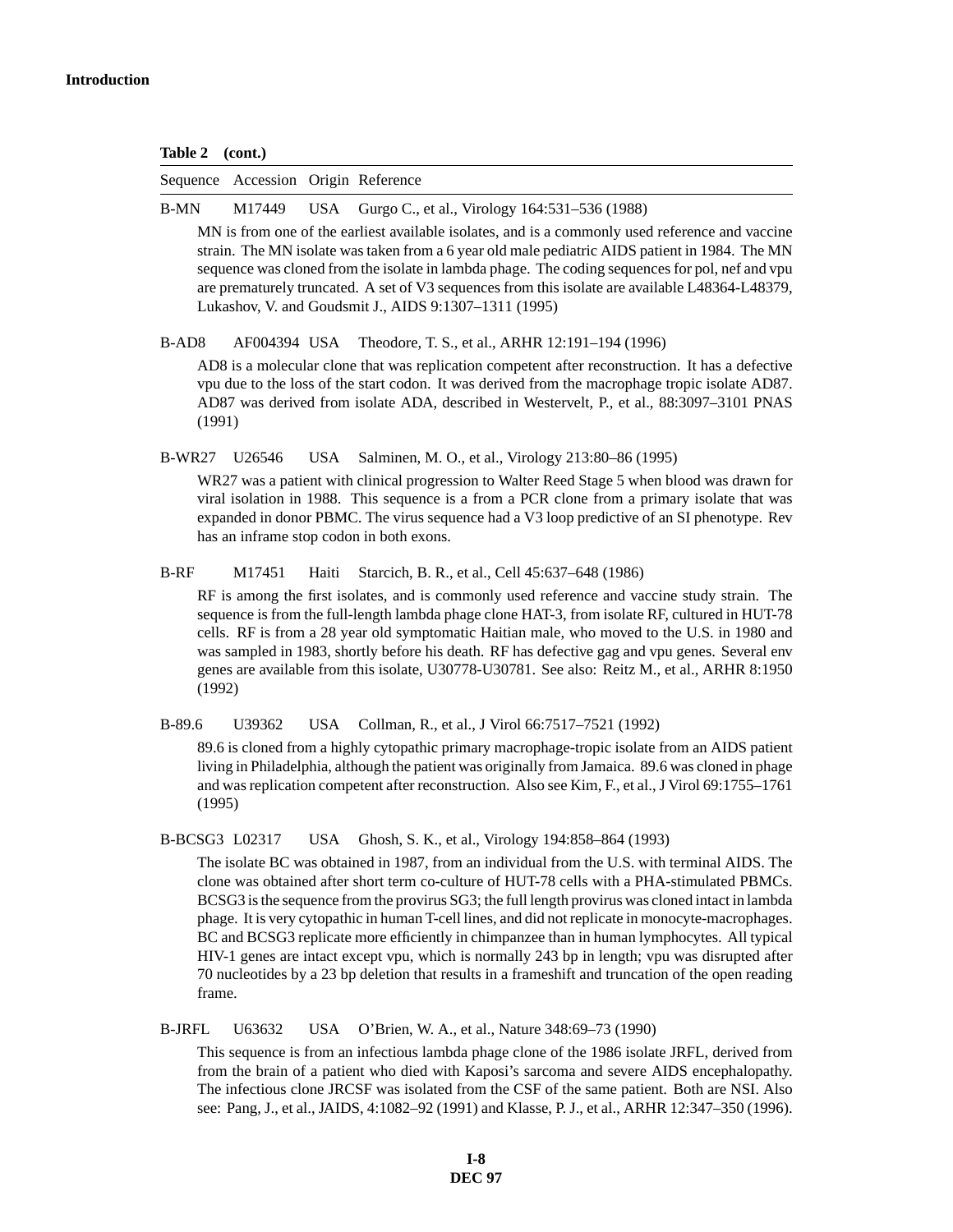**Table 2 (cont.)**

| Sequence | Accession | Origin | Reference |
|---|---|---|---|
| B-MN | M17449 | USA | Gurgo C., et al., Virology 164:531–536 (1988) |

MN is from one of the earliest available isolates, and is a commonly used reference and vaccine strain. The MN isolate was taken from a 6 year old male pediatric AIDS patient in 1984. The MN sequence was cloned from the isolate in lambda phage. The coding sequences for pol, nef and vpu are prematurely truncated. A set of V3 sequences from this isolate are available L48364-L48379, Lukashov, V. and Goudsmit J., AIDS 9:1307–1311 (1995)

| Sequence | Accession | Origin | Reference |
|---|---|---|---|
| B-AD8 | AF004394 | USA | Theodore, T. S., et al., ARHR 12:191–194 (1996) |

AD8 is a molecular clone that was replication competent after reconstruction. It has a defective vpu due to the loss of the start codon. It was derived from the macrophage tropic isolate AD87. AD87 was derived from isolate ADA, described in Westervelt, P., et al., 88:3097–3101 PNAS (1991)

| Sequence | Accession | Origin | Reference |
|---|---|---|---|
| B-WR27 | U26546 | USA | Salminen, M. O., et al., Virology 213:80–86 (1995) |

WR27 was a patient with clinical progression to Walter Reed Stage 5 when blood was drawn for viral isolation in 1988. This sequence is a from a PCR clone from a primary isolate that was expanded in donor PBMC. The virus sequence had a V3 loop predictive of an SI phenotype. Rev has an inframe stop codon in both exons.

| Sequence | Accession | Origin | Reference |
|---|---|---|---|
| B-RF | M17451 | Haiti | Starcich, B. R., et al., Cell 45:637–648 (1986) |

RF is among the first isolates, and is commonly used reference and vaccine study strain. The sequence is from the full-length lambda phage clone HAT-3, from isolate RF, cultured in HUT-78 cells. RF is from a 28 year old symptomatic Haitian male, who moved to the U.S. in 1980 and was sampled in 1983, shortly before his death. RF has defective gag and vpu genes. Several env genes are available from this isolate, U30778-U30781. See also: Reitz M., et al., ARHR 8:1950 (1992)

| Sequence | Accession | Origin | Reference |
|---|---|---|---|
| B-89.6 | U39362 | USA | Collman, R., et al., J Virol 66:7517–7521 (1992) |

89.6 is cloned from a highly cytopathic primary macrophage-tropic isolate from an AIDS patient living in Philadelphia, although the patient was originally from Jamaica. 89.6 was cloned in phage and was replication competent after reconstruction. Also see Kim, F., et al., J Virol 69:1755–1761 (1995)

| Sequence | Accession | Origin | Reference |
|---|---|---|---|
| B-BCSG3 | L02317 | USA | Ghosh, S. K., et al., Virology 194:858–864 (1993) |

The isolate BC was obtained in 1987, from an individual from the U.S. with terminal AIDS. The clone was obtained after short term co-culture of HUT-78 cells with a PHA-stimulated PBMCs. BCSG3 is the sequence from the provirus SG3; the full length provirus was cloned intact in lambda phage. It is very cytopathic in human T-cell lines, and did not replicate in monocyte-macrophages. BC and BCSG3 replicate more efficiently in chimpanzee than in human lymphocytes. All typical HIV-1 genes are intact except vpu, which is normally 243 bp in length; vpu was disrupted after 70 nucleotides by a 23 bp deletion that results in a frameshift and truncation of the open reading frame.

| Sequence | Accession | Origin | Reference |
|---|---|---|---|
| B-JRFL | U63632 | USA | O'Brien, W. A., et al., Nature 348:69–73 (1990) |

This sequence is from an infectious lambda phage clone of the 1986 isolate JRFL, derived from from the brain of a patient who died with Kaposi's sarcoma and severe AIDS encephalopathy. The infectious clone JRCSF was isolated from the CSF of the same patient. Both are NSI. Also see: Pang, J., et al., JAIDS, 4:1082–92 (1991) and Klasse, P. J., et al., ARHR 12:347–350 (1996).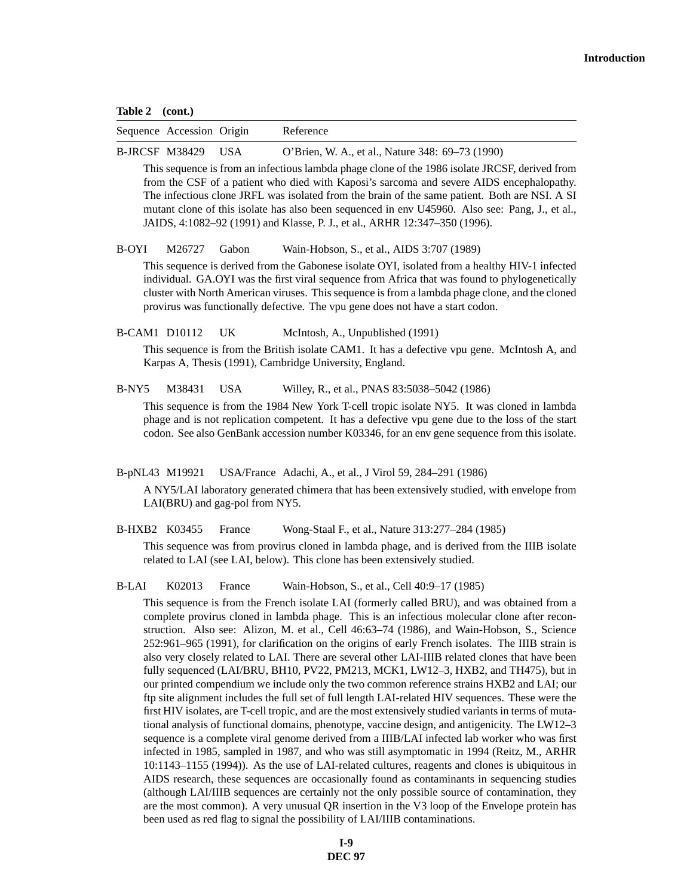**Table 2 (cont.)**

| Sequence | Accession | Origin | Reference |
|---|---|---|---|
| B-JRCSF | M38429 | USA | O'Brien, W. A., et al., Nature 348: 69–73 (1990) |

This sequence is from an infectious lambda phage clone of the 1986 isolate JRCSF, derived from from the CSF of a patient who died with Kaposi's sarcoma and severe AIDS encephalopathy. The infectious clone JRFL was isolated from the brain of the same patient. Both are NSI. A SI mutant clone of this isolate has also been sequenced in env U45960. Also see: Pang, J., et al., JAIDS, 4:1082–92 (1991) and Klasse, P. J., et al., ARHR 12:347–350 (1996).

| Sequence | Accession | Origin | Reference |
|---|---|---|---|
| B-OYI | M26727 | Gabon | Wain-Hobson, S., et al., AIDS 3:707 (1989) |

This sequence is derived from the Gabonese isolate OYI, isolated from a healthy HIV-1 infected individual. GA.OYI was the first viral sequence from Africa that was found to phylogenetically cluster with North American viruses. This sequence is from a lambda phage clone, and the cloned provirus was functionally defective. The vpu gene does not have a start codon.

| Sequence | Accession | Origin | Reference |
|---|---|---|---|
| B-CAM1 | D10112 | UK | McIntosh, A., Unpublished (1991) |

This sequence is from the British isolate CAM1. It has a defective vpu gene. McIntosh A, and Karpas A, Thesis (1991), Cambridge University, England.

| Sequence | Accession | Origin | Reference |
|---|---|---|---|
| B-NY5 | M38431 | USA | Willey, R., et al., PNAS 83:5038–5042 (1986) |

This sequence is from the 1984 New York T-cell tropic isolate NY5. It was cloned in lambda phage and is not replication competent. It has a defective vpu gene due to the loss of the start codon. See also GenBank accession number K03346, for an env gene sequence from this isolate.

| Sequence | Accession | Origin | Reference |
|---|---|---|---|
| B-pNL43 | M19921 | USA/France | Adachi, A., et al., J Virol 59, 284–291 (1986) |

A NY5/LAI laboratory generated chimera that has been extensively studied, with envelope from LAI(BRU) and gag-pol from NY5.

| Sequence | Accession | Origin | Reference |
|---|---|---|---|
| B-HXB2 | K03455 | France | Wong-Staal F., et al., Nature 313:277–284 (1985) |

This sequence was from provirus cloned in lambda phage, and is derived from the IIIB isolate related to LAI (see LAI, below). This clone has been extensively studied.

| Sequence | Accession | Origin | Reference |
|---|---|---|---|
| B-LAI | K02013 | France | Wain-Hobson, S., et al., Cell 40:9–17 (1985) |

This sequence is from the French isolate LAI (formerly called BRU), and was obtained from a complete provirus cloned in lambda phage. This is an infectious molecular clone after reconstruction. Also see: Alizon, M. et al., Cell 46:63–74 (1986), and Wain-Hobson, S., Science 252:961–965 (1991), for clarification on the origins of early French isolates. The IIIB strain is also very closely related to LAI. There are several other LAI-IIIB related clones that have been fully sequenced (LAI/BRU, BH10, PV22, PM213, MCK1, LW12–3, HXB2, and TH475), but in our printed compendium we include only the two common reference strains HXB2 and LAI; our ftp site alignment includes the full set of full length LAI-related HIV sequences. These were the first HIV isolates, are T-cell tropic, and are the most extensively studied variants in terms of mutational analysis of functional domains, phenotype, vaccine design, and antigenicity. The LW12–3 sequence is a complete viral genome derived from a IIIB/LAI infected lab worker who was first infected in 1985, sampled in 1987, and who was still asymptomatic in 1994 (Reitz, M., ARHR 10:1143–1155 (1994)). As the use of LAI-related cultures, reagents and clones is ubiquitous in AIDS research, these sequences are occasionally found as contaminants in sequencing studies (although LAI/IIIB sequences are certainly not the only possible source of contamination, they are the most common). A very unusual QR insertion in the V3 loop of the Envelope protein has been used as red flag to signal the possibility of LAI/IIIB contaminations.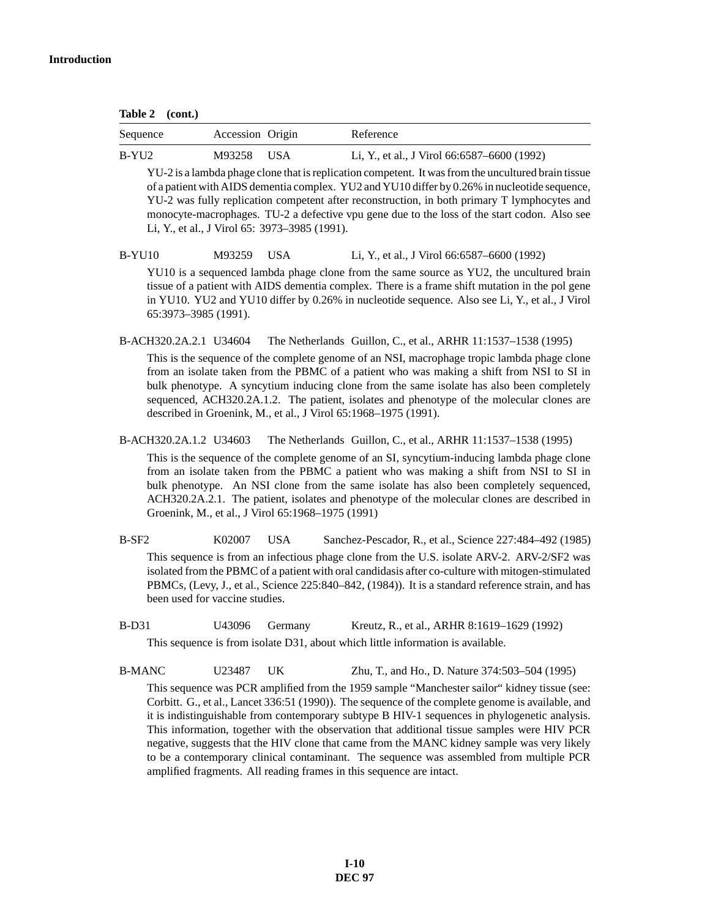**Table 2 (cont.)**

| Sequence | Accession | Origin | Reference |
|---|---|---|---|
| B-YU2 | M93258 | USA | Li, Y., et al., J Virol 66:6587–6600 (1992) |

YU-2 is a lambda phage clone that is replication competent. It was from the uncultured brain tissue of a patient with AIDS dementia complex. YU2 and YU10 differ by 0.26% in nucleotide sequence, YU-2 was fully replication competent after reconstruction, in both primary T lymphocytes and monocyte-macrophages. TU-2 a defective vpu gene due to the loss of the start codon. Also see Li, Y., et al., J Virol 65: 3973–3985 (1991).

| Sequence | Accession | Origin | Reference |
|---|---|---|---|
| B-YU10 | M93259 | USA | Li, Y., et al., J Virol 66:6587–6600 (1992) |

YU10 is a sequenced lambda phage clone from the same source as YU2, the uncultured brain tissue of a patient with AIDS dementia complex. There is a frame shift mutation in the pol gene in YU10. YU2 and YU10 differ by 0.26% in nucleotide sequence. Also see Li, Y., et al., J Virol 65:3973–3985 (1991).

| Sequence | Accession | Origin | Reference |
|---|---|---|---|
| B-ACH320.2A.2.1 | U34604 | The Netherlands | Guillon, C., et al., ARHR 11:1537–1538 (1995) |

This is the sequence of the complete genome of an NSI, macrophage tropic lambda phage clone from an isolate taken from the PBMC of a patient who was making a shift from NSI to SI in bulk phenotype. A syncytium inducing clone from the same isolate has also been completely sequenced, ACH320.2A.1.2. The patient, isolates and phenotype of the molecular clones are described in Groenink, M., et al., J Virol 65:1968–1975 (1991).

| Sequence | Accession | Origin | Reference |
|---|---|---|---|
| B-ACH320.2A.1.2 | U34603 | The Netherlands | Guillon, C., et al., ARHR 11:1537–1538 (1995) |

This is the sequence of the complete genome of an SI, syncytium-inducing lambda phage clone from an isolate taken from the PBMC a patient who was making a shift from NSI to SI in bulk phenotype. An NSI clone from the same isolate has also been completely sequenced, ACH320.2A.2.1. The patient, isolates and phenotype of the molecular clones are described in Groenink, M., et al., J Virol 65:1968–1975 (1991)

| Sequence | Accession | Origin | Reference |
|---|---|---|---|
| B-SF2 | K02007 | USA | Sanchez-Pescador, R., et al., Science 227:484–492 (1985) |

This sequence is from an infectious phage clone from the U.S. isolate ARV-2. ARV-2/SF2 was isolated from the PBMC of a patient with oral candidasis after co-culture with mitogen-stimulated PBMCs, (Levy, J., et al., Science 225:840–842, (1984)). It is a standard reference strain, and has been used for vaccine studies.

| Sequence | Accession | Origin | Reference |
|---|---|---|---|
| B-D31 | U43096 | Germany | Kreutz, R., et al., ARHR 8:1619–1629 (1992) |

This sequence is from isolate D31, about which little information is available.

| Sequence | Accession | Origin | Reference |
|---|---|---|---|
| B-MANC | U23487 | UK | Zhu, T., and Ho., D. Nature 374:503–504 (1995) |

This sequence was PCR amplified from the 1959 sample "Manchester sailor" kidney tissue (see: Corbitt. G., et al., Lancet 336:51 (1990)). The sequence of the complete genome is available, and it is indistinguishable from contemporary subtype B HIV-1 sequences in phylogenetic analysis. This information, together with the observation that additional tissue samples were HIV PCR negative, suggests that the HIV clone that came from the MANC kidney sample was very likely to be a contemporary clinical contaminant. The sequence was assembled from multiple PCR amplified fragments. All reading frames in this sequence are intact.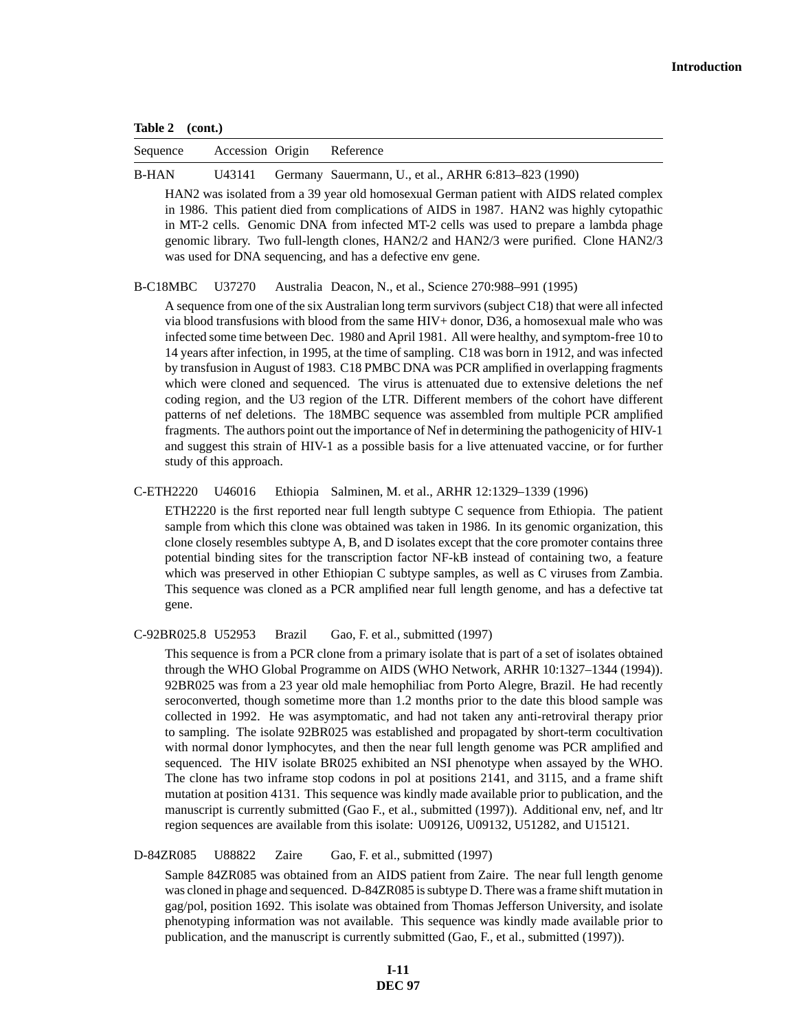**Table 2 (cont.)**

| Sequence | Accession | Origin | Reference |
|---|---|---|---|
| B-HAN | U43141 | Germany | Sauermann, U., et al., ARHR 6:813–823 (1990) |

HAN2 was isolated from a 39 year old homosexual German patient with AIDS related complex in 1986. This patient died from complications of AIDS in 1987. HAN2 was highly cytopathic in MT-2 cells. Genomic DNA from infected MT-2 cells was used to prepare a lambda phage genomic library. Two full-length clones, HAN2/2 and HAN2/3 were purified. Clone HAN2/3 was used for DNA sequencing, and has a defective env gene.

| Sequence | Accession | Origin | Reference |
|---|---|---|---|
| B-C18MBC | U37270 | Australia | Deacon, N., et al., Science 270:988–991 (1995) |

A sequence from one of the six Australian long term survivors (subject C18) that were all infected via blood transfusions with blood from the same HIV+ donor, D36, a homosexual male who was infected some time between Dec. 1980 and April 1981. All were healthy, and symptom-free 10 to 14 years after infection, in 1995, at the time of sampling. C18 was born in 1912, and was infected by transfusion in August of 1983. C18 PMBC DNA was PCR amplified in overlapping fragments which were cloned and sequenced. The virus is attenuated due to extensive deletions the nef coding region, and the U3 region of the LTR. Different members of the cohort have different patterns of nef deletions. The 18MBC sequence was assembled from multiple PCR amplified fragments. The authors point out the importance of Nef in determining the pathogenicity of HIV-1 and suggest this strain of HIV-1 as a possible basis for a live attenuated vaccine, or for further study of this approach.

| Sequence | Accession | Origin | Reference |
|---|---|---|---|
| C-ETH2220 | U46016 | Ethiopia | Salminen, M. et al., ARHR 12:1329–1339 (1996) |

ETH2220 is the first reported near full length subtype C sequence from Ethiopia. The patient sample from which this clone was obtained was taken in 1986. In its genomic organization, this clone closely resembles subtype A, B, and D isolates except that the core promoter contains three potential binding sites for the transcription factor NF-kB instead of containing two, a feature which was preserved in other Ethiopian C subtype samples, as well as C viruses from Zambia. This sequence was cloned as a PCR amplified near full length genome, and has a defective tat gene.

| Sequence | Accession | Origin | Reference |
|---|---|---|---|
| C-92BR025.8 | U52953 | Brazil | Gao, F. et al., submitted (1997) |

This sequence is from a PCR clone from a primary isolate that is part of a set of isolates obtained through the WHO Global Programme on AIDS (WHO Network, ARHR 10:1327–1344 (1994)). 92BR025 was from a 23 year old male hemophiliac from Porto Alegre, Brazil. He had recently seroconverted, though sometime more than 1.2 months prior to the date this blood sample was collected in 1992. He was asymptomatic, and had not taken any anti-retroviral therapy prior to sampling. The isolate 92BR025 was established and propagated by short-term cocultivation with normal donor lymphocytes, and then the near full length genome was PCR amplified and sequenced. The HIV isolate BR025 exhibited an NSI phenotype when assayed by the WHO. The clone has two inframe stop codons in pol at positions 2141, and 3115, and a frame shift mutation at position 4131. This sequence was kindly made available prior to publication, and the manuscript is currently submitted (Gao F., et al., submitted (1997)). Additional env, nef, and ltr region sequences are available from this isolate: U09126, U09132, U51282, and U15121.

| Sequence | Accession | Origin | Reference |
|---|---|---|---|
| D-84ZR085 | U88822 | Zaire | Gao, F. et al., submitted (1997) |

Sample 84ZR085 was obtained from an AIDS patient from Zaire. The near full length genome was cloned in phage and sequenced. D-84ZR085 is subtype D. There was a frame shift mutation in gag/pol, position 1692. This isolate was obtained from Thomas Jefferson University, and isolate phenotyping information was not available. This sequence was kindly made available prior to publication, and the manuscript is currently submitted (Gao, F., et al., submitted (1997)).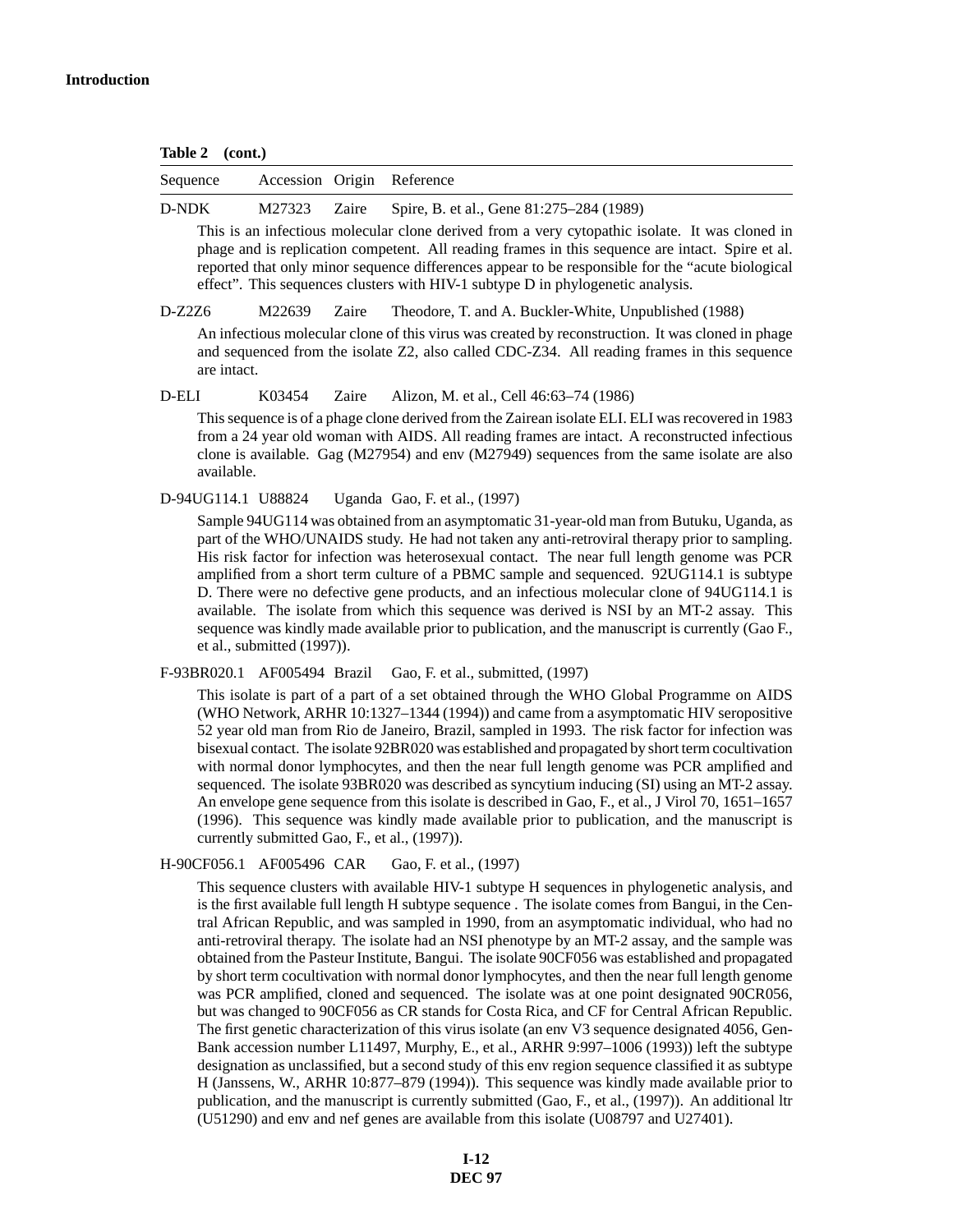**Table 2 (cont.)**

| Sequence | Accession | Origin | Reference |
|---|---|---|---|
| D-NDK | M27323 | Zaire | Spire, B. et al., Gene 81:275–284 (1989) |
| This is an infectious molecular clone derived from a very cytopathic isolate. It was cloned in phage and is replication competent. All reading frames in this sequence are intact. Spire et al. reported that only minor sequence differences appear to be responsible for the “acute biological effect”. This sequences clusters with HIV-1 subtype D in phylogenetic analysis. | | | |
| D-Z2Z6 | M22639 | Zaire | Theodore, T. and A. Buckler-White, Unpublished (1988) |
| An infectious molecular clone of this virus was created by reconstruction. It was cloned in phage and sequenced from the isolate Z2, also called CDC-Z34. All reading frames in this sequence are intact. | | | |
| D-ELI | K03454 | Zaire | Alizon, M. et al., Cell 46:63–74 (1986) |
| This sequence is of a phage clone derived from the Zairean isolate ELI. ELI was recovered in 1983 from a 24 year old woman with AIDS. All reading frames are intact. A reconstructed infectious clone is available. Gag (M27954) and env (M27949) sequences from the same isolate are also available. | | | |
| D-94UG114.1 | U88824 | Uganda | Gao, F. et al., (1997) |
| Sample 94UG114 was obtained from an asymptomatic 31-year-old man from Butuku, Uganda, as part of the WHO/UNAIDS study. He had not taken any anti-retroviral therapy prior to sampling. His risk factor for infection was heterosexual contact. The near full length genome was PCR amplified from a short term culture of a PBMC sample and sequenced. 92UG114.1 is subtype D. There were no defective gene products, and an infectious molecular clone of 94UG114.1 is available. The isolate from which this sequence was derived is NSI by an MT-2 assay. This sequence was kindly made available prior to publication, and the manuscript is currently (Gao F., et al., submitted (1997)). | | | |
| F-93BR020.1 | AF005494 | Brazil | Gao, F. et al., submitted, (1997) |
| This isolate is part of a part of a set obtained through the WHO Global Programme on AIDS (WHO Network, ARHR 10:1327–1344 (1994)) and came from a asymptomatic HIV seropositive 52 year old man from Rio de Janeiro, Brazil, sampled in 1993. The risk factor for infection was bisexual contact. The isolate 92BR020 was established and propagated by short term cocultivation with normal donor lymphocytes, and then the near full length genome was PCR amplified and sequenced. The isolate 93BR020 was described as syncytium inducing (SI) using an MT-2 assay. An envelope gene sequence from this isolate is described in Gao, F., et al., J Virol 70, 1651–1657 (1996). This sequence was kindly made available prior to publication, and the manuscript is currently submitted Gao, F., et al., (1997)). | | | |
| H-90CF056.1 | AF005496 | CAR | Gao, F. et al., (1997) |
| This sequence clusters with available HIV-1 subtype H sequences in phylogenetic analysis, and is the first available full length H subtype sequence . The isolate comes from Bangui, in the Central African Republic, and was sampled in 1990, from an asymptomatic individual, who had no anti-retroviral therapy. The isolate had an NSI phenotype by an MT-2 assay, and the sample was obtained from the Pasteur Institute, Bangui. The isolate 90CF056 was established and propagated by short term cocultivation with normal donor lymphocytes, and then the near full length genome was PCR amplified, cloned and sequenced. The isolate was at one point designated 90CR056, but was changed to 90CF056 as CR stands for Costa Rica, and CF for Central African Republic. The first genetic characterization of this virus isolate (an env V3 sequence designated 4056, GenBank accession number L11497, Murphy, E., et al., ARHR 9:997–1006 (1993)) left the subtype designation as unclassified, but a second study of this env region sequence classified it as subtype H (Janssens, W., ARHR 10:877–879 (1994)). This sequence was kindly made available prior to publication, and the manuscript is currently submitted (Gao, F., et al., (1997)). An additional ltr (U51290) and env and nef genes are available from this isolate (U08797 and U27401). | | | |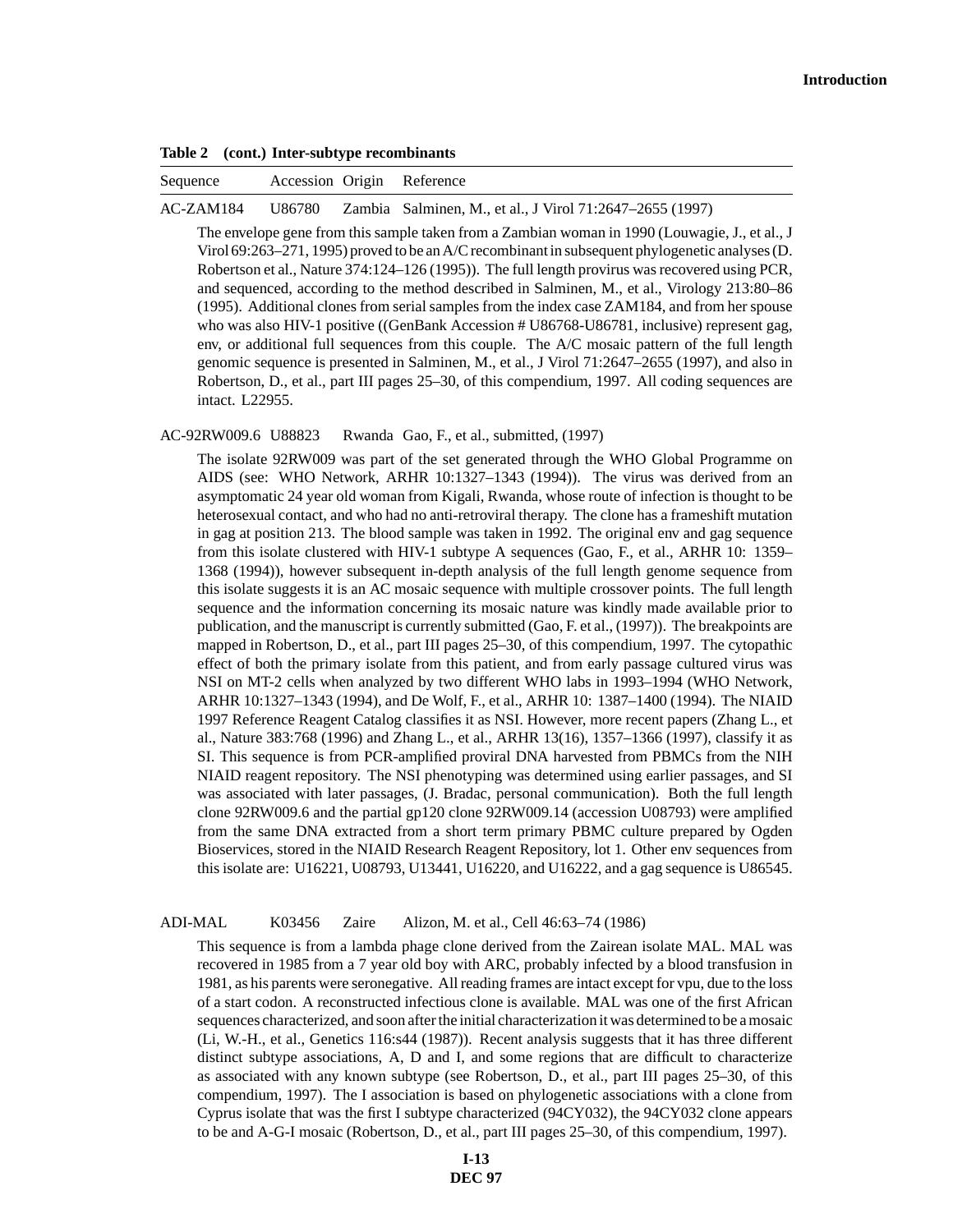**Table 2 (cont.) Inter-subtype recombinants**

| Sequence | Accession | Origin | Reference |
|---|---|---|---|
| AC-ZAM184 | U86780 | Zambia | Salminen, M., et al., J Virol 71:2647–2655 (1997) |

The envelope gene from this sample taken from a Zambian woman in 1990 (Louwagie, J., et al., J Virol 69:263–271, 1995) proved to be an A/C recombinant in subsequent phylogenetic analyses (D. Robertson et al., Nature 374:124–126 (1995)). The full length provirus was recovered using PCR, and sequenced, according to the method described in Salminen, M., et al., Virology 213:80–86 (1995). Additional clones from serial samples from the index case ZAM184, and from her spouse who was also HIV-1 positive ((GenBank Accession # U86768-U86781, inclusive) represent gag, env, or additional full sequences from this couple. The A/C mosaic pattern of the full length genomic sequence is presented in Salminen, M., et al., J Virol 71:2647–2655 (1997), and also in Robertson, D., et al., part III pages 25–30, of this compendium, 1997. All coding sequences are intact. L22955.

| Sequence | Accession | Origin | Reference |
|---|---|---|---|
| AC-92RW009.6 | U88823 | Rwanda | Gao, F., et al., submitted, (1997) |

The isolate 92RW009 was part of the set generated through the WHO Global Programme on AIDS (see: WHO Network, ARHR 10:1327–1343 (1994)). The virus was derived from an asymptomatic 24 year old woman from Kigali, Rwanda, whose route of infection is thought to be heterosexual contact, and who had no anti-retroviral therapy. The clone has a frameshift mutation in gag at position 213. The blood sample was taken in 1992. The original env and gag sequence from this isolate clustered with HIV-1 subtype A sequences (Gao, F., et al., ARHR 10: 1359–1368 (1994)), however subsequent in-depth analysis of the full length genome sequence from this isolate suggests it is an AC mosaic sequence with multiple crossover points. The full length sequence and the information concerning its mosaic nature was kindly made available prior to publication, and the manuscript is currently submitted (Gao, F. et al., (1997)). The breakpoints are mapped in Robertson, D., et al., part III pages 25–30, of this compendium, 1997. The cytopathic effect of both the primary isolate from this patient, and from early passage cultured virus was NSI on MT-2 cells when analyzed by two different WHO labs in 1993–1994 (WHO Network, ARHR 10:1327–1343 (1994), and De Wolf, F., et al., ARHR 10: 1387–1400 (1994). The NIAID 1997 Reference Reagent Catalog classifies it as NSI. However, more recent papers (Zhang L., et al., Nature 383:768 (1996) and Zhang L., et al., ARHR 13(16), 1357–1366 (1997), classify it as SI. This sequence is from PCR-amplified proviral DNA harvested from PBMCs from the NIH NIAID reagent repository. The NSI phenotyping was determined using earlier passages, and SI was associated with later passages, (J. Bradac, personal communication). Both the full length clone 92RW009.6 and the partial gp120 clone 92RW009.14 (accession U08793) were amplified from the same DNA extracted from a short term primary PBMC culture prepared by Ogden Bioservices, stored in the NIAID Research Reagent Repository, lot 1. Other env sequences from this isolate are: U16221, U08793, U13441, U16220, and U16222, and a gag sequence is U86545.

| Sequence | Accession | Origin | Reference |
|---|---|---|---|
| ADI-MAL | K03456 | Zaire | Alizon, M. et al., Cell 46:63–74 (1986) |

This sequence is from a lambda phage clone derived from the Zairean isolate MAL. MAL was recovered in 1985 from a 7 year old boy with ARC, probably infected by a blood transfusion in 1981, as his parents were seronegative. All reading frames are intact except for vpu, due to the loss of a start codon. A reconstructed infectious clone is available. MAL was one of the first African sequences characterized, and soon after the initial characterization it was determined to be a mosaic (Li, W.-H., et al., Genetics 116:s44 (1987)). Recent analysis suggests that it has three different distinct subtype associations, A, D and I, and some regions that are difficult to characterize as associated with any known subtype (see Robertson, D., et al., part III pages 25–30, of this compendium, 1997). The I association is based on phylogenetic associations with a clone from Cyprus isolate that was the first I subtype characterized (94CY032), the 94CY032 clone appears to be and A-G-I mosaic (Robertson, D., et al., part III pages 25–30, of this compendium, 1997).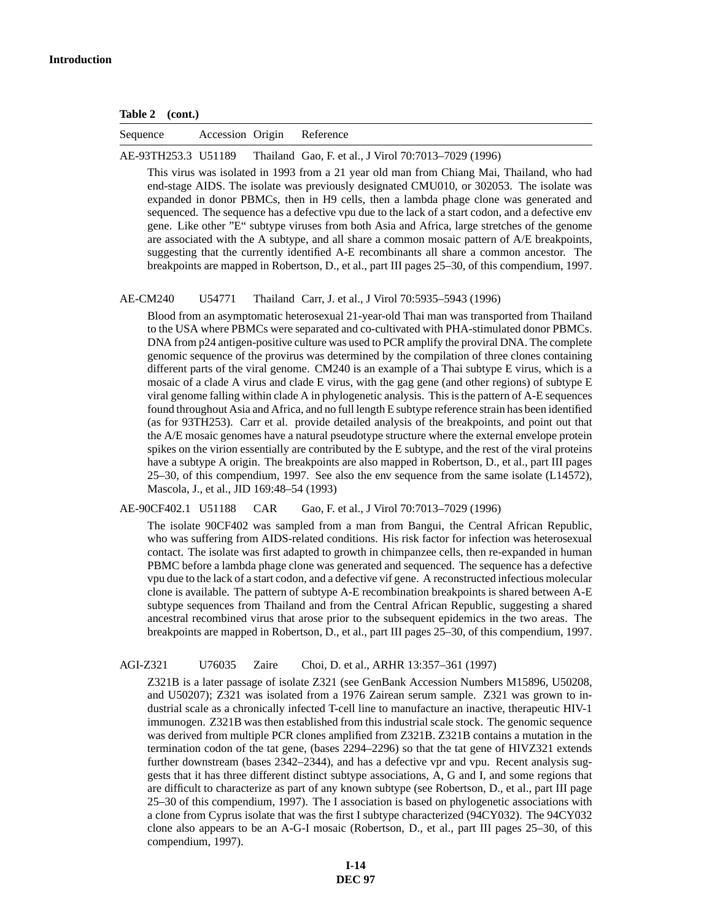**Table 2 (cont.)**

| Sequence | Accession | Origin | Reference |
|---|---|---|---|
| AE-93TH253.3 | U51189 | Thailand | Gao, F. et al., J Virol 70:7013–7029 (1996) |

This virus was isolated in 1993 from a 21 year old man from Chiang Mai, Thailand, who had end-stage AIDS. The isolate was previously designated CMU010, or 302053. The isolate was expanded in donor PBMCs, then in H9 cells, then a lambda phage clone was generated and sequenced. The sequence has a defective vpu due to the lack of a start codon, and a defective env gene. Like other "E" subtype viruses from both Asia and Africa, large stretches of the genome are associated with the A subtype, and all share a common mosaic pattern of A/E breakpoints, suggesting that the currently identified A-E recombinants all share a common ancestor. The breakpoints are mapped in Robertson, D., et al., part III pages 25–30, of this compendium, 1997.

| Sequence | Accession | Origin | Reference |
|---|---|---|---|
| AE-CM240 | U54771 | Thailand | Carr, J. et al., J Virol 70:5935–5943 (1996) |

Blood from an asymptomatic heterosexual 21-year-old Thai man was transported from Thailand to the USA where PBMCs were separated and co-cultivated with PHA-stimulated donor PBMCs. DNA from p24 antigen-positive culture was used to PCR amplify the proviral DNA. The complete genomic sequence of the provirus was determined by the compilation of three clones containing different parts of the viral genome. CM240 is an example of a Thai subtype E virus, which is a mosaic of a clade A virus and clade E virus, with the gag gene (and other regions) of subtype E viral genome falling within clade A in phylogenetic analysis. This is the pattern of A-E sequences found throughout Asia and Africa, and no full length E subtype reference strain has been identified (as for 93TH253). Carr et al. provide detailed analysis of the breakpoints, and point out that the A/E mosaic genomes have a natural pseudotype structure where the external envelope protein spikes on the virion essentially are contributed by the E subtype, and the rest of the viral proteins have a subtype A origin. The breakpoints are also mapped in Robertson, D., et al., part III pages 25–30, of this compendium, 1997. See also the env sequence from the same isolate (L14572), Mascola, J., et al., JID 169:48–54 (1993)

| Sequence | Accession | Origin | Reference |
|---|---|---|---|
| AE-90CF402.1 | U51188 | CAR | Gao, F. et al., J Virol 70:7013–7029 (1996) |

The isolate 90CF402 was sampled from a man from Bangui, the Central African Republic, who was suffering from AIDS-related conditions. His risk factor for infection was heterosexual contact. The isolate was first adapted to growth in chimpanzee cells, then re-expanded in human PBMC before a lambda phage clone was generated and sequenced. The sequence has a defective vpu due to the lack of a start codon, and a defective vif gene. A reconstructed infectious molecular clone is available. The pattern of subtype A-E recombination breakpoints is shared between A-E subtype sequences from Thailand and from the Central African Republic, suggesting a shared ancestral recombined virus that arose prior to the subsequent epidemics in the two areas. The breakpoints are mapped in Robertson, D., et al., part III pages 25–30, of this compendium, 1997.

| Sequence | Accession | Origin | Reference |
|---|---|---|---|
| AGI-Z321 | U76035 | Zaire | Choi, D. et al., ARHR 13:357–361 (1997) |

Z321B is a later passage of isolate Z321 (see GenBank Accession Numbers M15896, U50208, and U50207); Z321 was isolated from a 1976 Zairean serum sample. Z321 was grown to industrial scale as a chronically infected T-cell line to manufacture an inactive, therapeutic HIV-1 immunogen. Z321B was then established from this industrial scale stock. The genomic sequence was derived from multiple PCR clones amplified from Z321B. Z321B contains a mutation in the termination codon of the tat gene, (bases 2294–2296) so that the tat gene of HIVZ321 extends further downstream (bases 2342–2344), and has a defective vpr and vpu. Recent analysis suggests that it has three different distinct subtype associations, A, G and I, and some regions that are difficult to characterize as part of any known subtype (see Robertson, D., et al., part III page 25–30 of this compendium, 1997). The I association is based on phylogenetic associations with a clone from Cyprus isolate that was the first I subtype characterized (94CY032). The 94CY032 clone also appears to be an A-G-I mosaic (Robertson, D., et al., part III pages 25–30, of this compendium, 1997).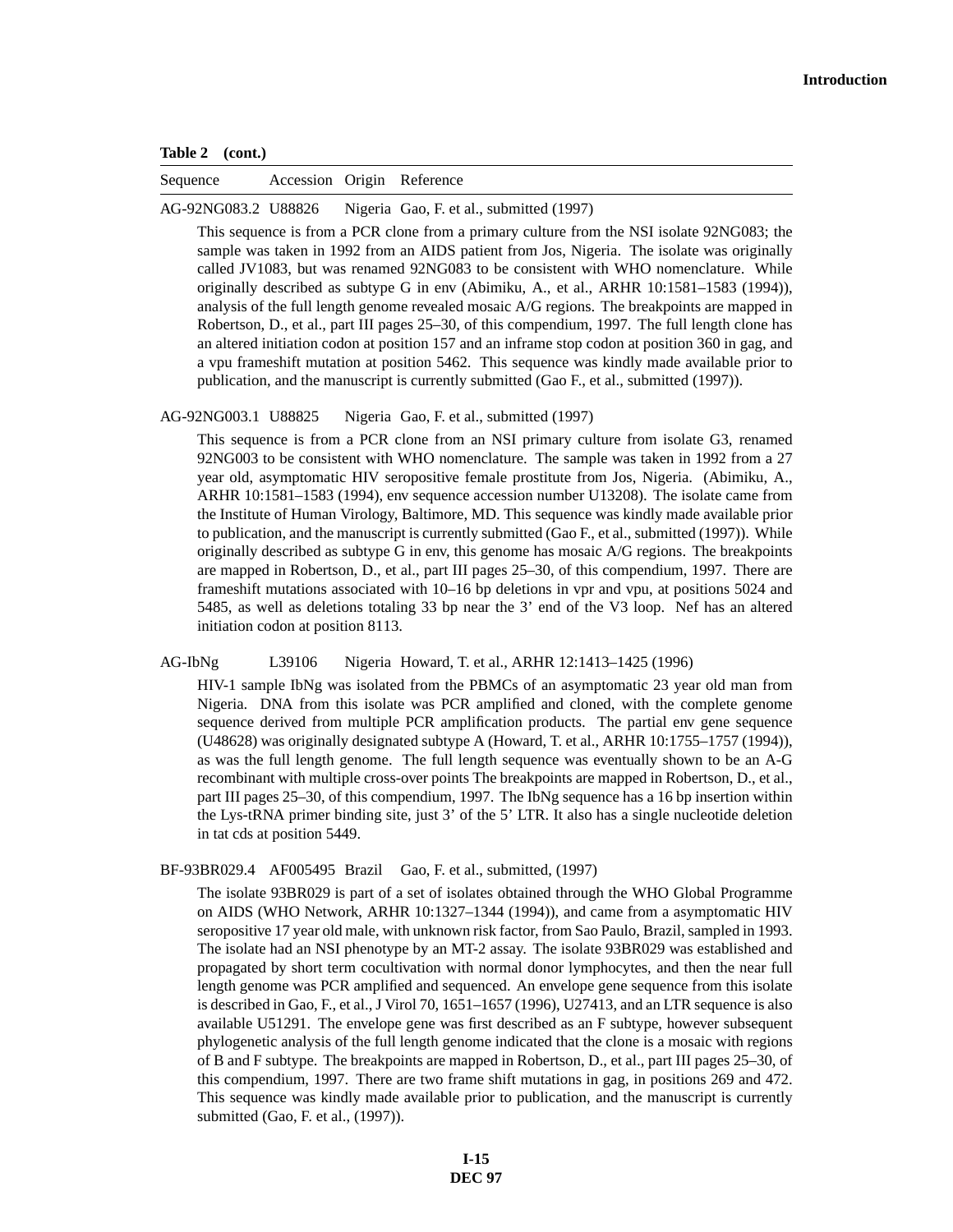**Table 2 (cont.)**

| Sequence | Accession | Origin | Reference |
|---|---|---|---|
| AG-92NG083.2 | U88826 | Nigeria | Gao, F. et al., submitted (1997) |

This sequence is from a PCR clone from a primary culture from the NSI isolate 92NG083; the sample was taken in 1992 from an AIDS patient from Jos, Nigeria. The isolate was originally called JV1083, but was renamed 92NG083 to be consistent with WHO nomenclature. While originally described as subtype G in env (Abimiku, A., et al., ARHR 10:1581–1583 (1994)), analysis of the full length genome revealed mosaic A/G regions. The breakpoints are mapped in Robertson, D., et al., part III pages 25–30, of this compendium, 1997. The full length clone has an altered initiation codon at position 157 and an inframe stop codon at position 360 in gag, and a vpu frameshift mutation at position 5462. This sequence was kindly made available prior to publication, and the manuscript is currently submitted (Gao F., et al., submitted (1997)).

| Sequence | Accession | Origin | Reference |
|---|---|---|---|
| AG-92NG003.1 | U88825 | Nigeria | Gao, F. et al., submitted (1997) |

This sequence is from a PCR clone from an NSI primary culture from isolate G3, renamed 92NG003 to be consistent with WHO nomenclature. The sample was taken in 1992 from a 27 year old, asymptomatic HIV seropositive female prostitute from Jos, Nigeria. (Abimiku, A., ARHR 10:1581–1583 (1994), env sequence accession number U13208). The isolate came from the Institute of Human Virology, Baltimore, MD. This sequence was kindly made available prior to publication, and the manuscript is currently submitted (Gao F., et al., submitted (1997)). While originally described as subtype G in env, this genome has mosaic A/G regions. The breakpoints are mapped in Robertson, D., et al., part III pages 25–30, of this compendium, 1997. There are frameshift mutations associated with 10–16 bp deletions in vpr and vpu, at positions 5024 and 5485, as well as deletions totaling 33 bp near the 3' end of the V3 loop. Nef has an altered initiation codon at position 8113.

| Sequence | Accession | Origin | Reference |
|---|---|---|---|
| AG-IbNg | L39106 | Nigeria | Howard, T. et al., ARHR 12:1413–1425 (1996) |

HIV-1 sample IbNg was isolated from the PBMCs of an asymptomatic 23 year old man from Nigeria. DNA from this isolate was PCR amplified and cloned, with the complete genome sequence derived from multiple PCR amplification products. The partial env gene sequence (U48628) was originally designated subtype A (Howard, T. et al., ARHR 10:1755–1757 (1994)), as was the full length genome. The full length sequence was eventually shown to be an A-G recombinant with multiple cross-over points The breakpoints are mapped in Robertson, D., et al., part III pages 25–30, of this compendium, 1997. The IbNg sequence has a 16 bp insertion within the Lys-tRNA primer binding site, just 3' of the 5' LTR. It also has a single nucleotide deletion in tat cds at position 5449.

| Sequence | Accession | Origin | Reference |
|---|---|---|---|
| BF-93BR029.4 | AF005495 | Brazil | Gao, F. et al., submitted, (1997) |

The isolate 93BR029 is part of a set of isolates obtained through the WHO Global Programme on AIDS (WHO Network, ARHR 10:1327–1344 (1994)), and came from a asymptomatic HIV seropositive 17 year old male, with unknown risk factor, from Sao Paulo, Brazil, sampled in 1993. The isolate had an NSI phenotype by an MT-2 assay. The isolate 93BR029 was established and propagated by short term cocultivation with normal donor lymphocytes, and then the near full length genome was PCR amplified and sequenced. An envelope gene sequence from this isolate is described in Gao, F., et al., J Virol 70, 1651–1657 (1996), U27413, and an LTR sequence is also available U51291. The envelope gene was first described as an F subtype, however subsequent phylogenetic analysis of the full length genome indicated that the clone is a mosaic with regions of B and F subtype. The breakpoints are mapped in Robertson, D., et al., part III pages 25–30, of this compendium, 1997. There are two frame shift mutations in gag, in positions 269 and 472. This sequence was kindly made available prior to publication, and the manuscript is currently submitted (Gao, F. et al., (1997)).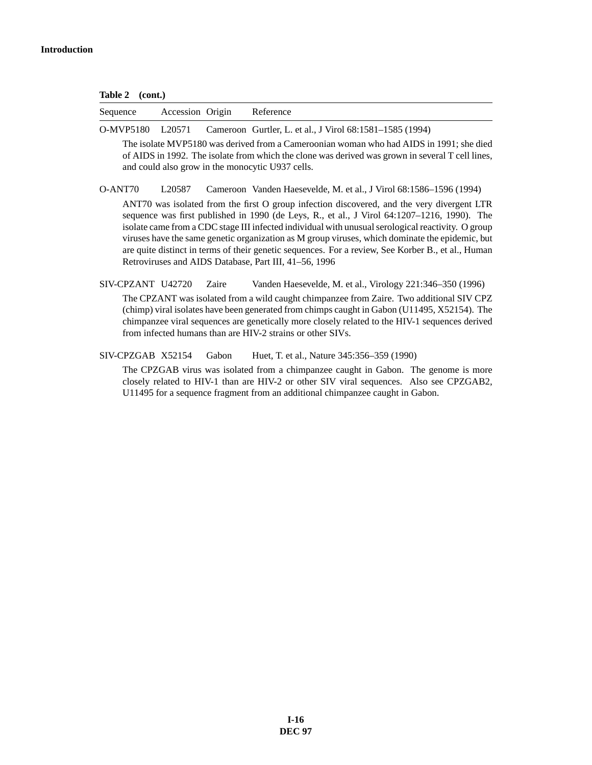**Table 2 (cont.)**

| Sequence | Accession | Origin | Reference |
|---|---|---|---|
| O-MVP5180 | L20571 | Cameroon | Gurtler, L. et al., J Virol 68:1581–1585 (1994) |
| The isolate MVP5180 was derived from a Cameroonian woman who had AIDS in 1991; she died of AIDS in 1992. The isolate from which the clone was derived was grown in several T cell lines, and could also grow in the monocytic U937 cells. | | | |
| O-ANT70 | L20587 | Cameroon | Vanden Haesevelde, M. et al., J Virol 68:1586–1596 (1994) |
| ANT70 was isolated from the first O group infection discovered, and the very divergent LTR sequence was first published in 1990 (de Leys, R., et al., J Virol 64:1207–1216, 1990). The isolate came from a CDC stage III infected individual with unusual serological reactivity. O group viruses have the same genetic organization as M group viruses, which dominate the epidemic, but are quite distinct in terms of their genetic sequences. For a review, See Korber B., et al., Human Retroviruses and AIDS Database, Part III, 41–56, 1996 | | | |
| SIV-CPZANT | U42720 | Zaire | Vanden Haesevelde, M. et al., Virology 221:346–350 (1996) |
| The CPZANT was isolated from a wild caught chimpanzee from Zaire. Two additional SIV CPZ (chimp) viral isolates have been generated from chimps caught in Gabon (U11495, X52154). The chimpanzee viral sequences are genetically more closely related to the HIV-1 sequences derived from infected humans than are HIV-2 strains or other SIVs. | | | |
| SIV-CPZGAB | X52154 | Gabon | Huet, T. et al., Nature 345:356–359 (1990) |
| The CPZGAB virus was isolated from a chimpanzee caught in Gabon. The genome is more closely related to HIV-1 than are HIV-2 or other SIV viral sequences. Also see CPZGAB2, U11495 for a sequence fragment from an additional chimpanzee caught in Gabon. | | | |